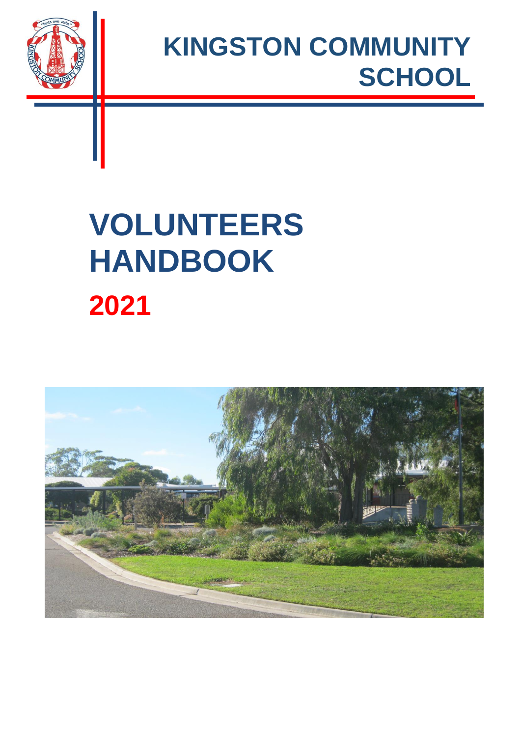# KINGSTON COMMUNITY SCHOOL

# VOLUNTEERS HANDBOOK

## 2021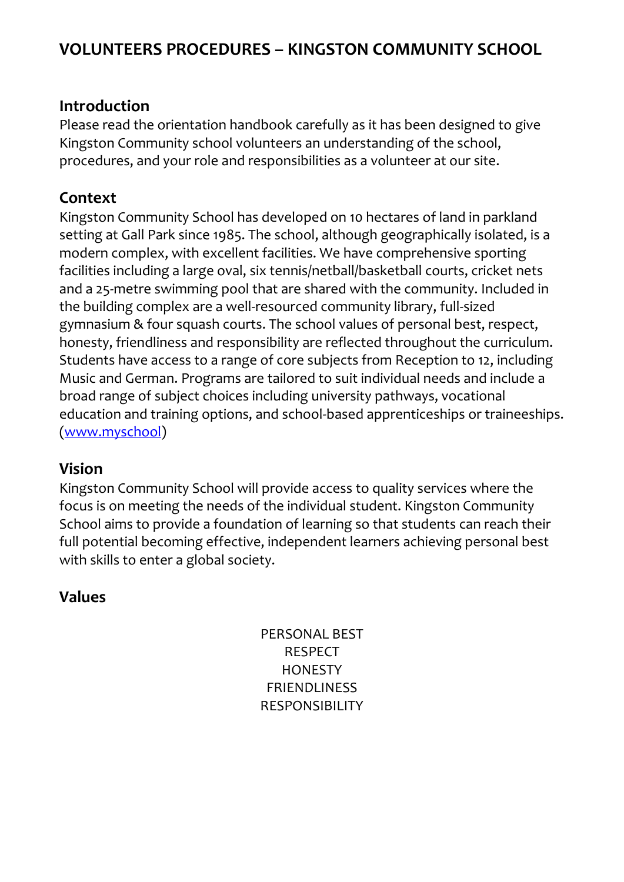# VOLUNTEERS PROCEDURES – KINGSTON COMMUNITY SCHOOL

## Introduction

Please read the orientation handbook carefully as it has been designed to give Kingston Community school volunteers an understanding of the school, procedures, and your role and responsibilities as a volunteer at our site.

## Context

Kingston Community School has developed on 10 hectares of land in parkland setting at Gall Park since 1985. The school, although geographically isolated, is a modern complex, with excellent facilities. We have comprehensive sporting facilities including a large oval, six tennis/netball/basketball courts, cricket nets and a 25-metre swimming pool that are shared with the community. Included in the building complex are a well-resourced community library, full-sized gymnasium & four squash courts. The school values of personal best, respect, honesty, friendliness and responsibility are reflected throughout the curriculum. Students have access to a range of core subjects from Reception to 12, including Music and German. Programs are tailored to suit individual needs and include a broad range of subject choices including university pathways, vocational education and training options, and school-based apprenticeships or traineeships. ([www.myschool](www.myschool))

## Vision

Kingston Community School will provide access to quality services where the focus is on meeting the needs of the individual student. Kingston Community School aims to provide a foundation of learning so that students can reach their full potential becoming effective, independent learners achieving personal best with skills to enter a global society.

## Values

PERSONAL BEST
RESPECT
HONESTY
FRIENDLINESS
RESPONSIBILITY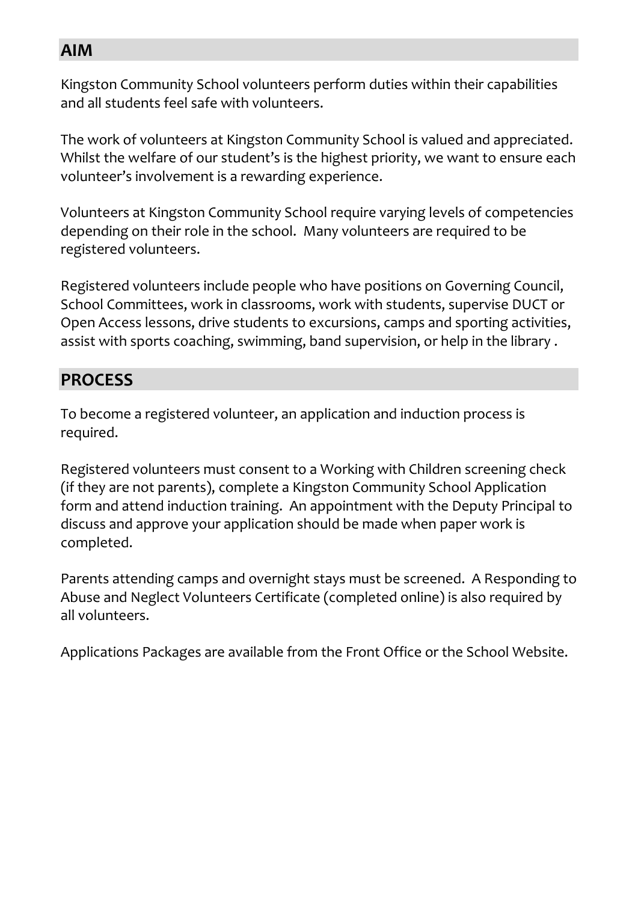## AIM

Kingston Community School volunteers perform duties within their capabilities and all students feel safe with volunteers.

The work of volunteers at Kingston Community School is valued and appreciated. Whilst the welfare of our student's is the highest priority, we want to ensure each volunteer's involvement is a rewarding experience.

Volunteers at Kingston Community School require varying levels of competencies depending on their role in the school. Many volunteers are required to be registered volunteers.

Registered volunteers include people who have positions on Governing Council, School Committees, work in classrooms, work with students, supervise DUCT or Open Access lessons, drive students to excursions, camps and sporting activities, assist with sports coaching, swimming, band supervision, or help in the library .

## PROCESS

To become a registered volunteer, an application and induction process is required.

Registered volunteers must consent to a Working with Children screening check (if they are not parents), complete a Kingston Community School Application form and attend induction training. An appointment with the Deputy Principal to discuss and approve your application should be made when paper work is completed.

Parents attending camps and overnight stays must be screened. A Responding to Abuse and Neglect Volunteers Certificate (completed online) is also required by all volunteers.

Applications Packages are available from the Front Office or the School Website.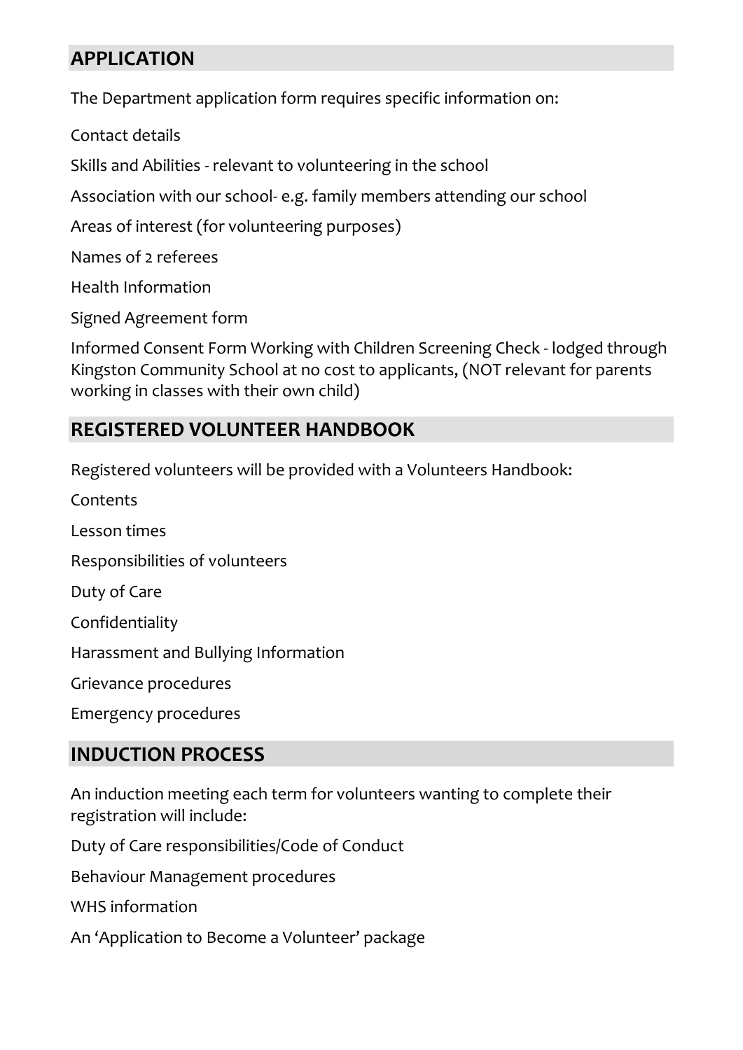## APPLICATION

The Department application form requires specific information on:

Contact details

Skills and Abilities - relevant to volunteering in the school

Association with our school- e.g. family members attending our school

Areas of interest (for volunteering purposes)

Names of 2 referees

Health Information

Signed Agreement form

Informed Consent Form Working with Children Screening Check - lodged through Kingston Community School at no cost to applicants, (NOT relevant for parents working in classes with their own child)

## REGISTERED VOLUNTEER HANDBOOK

Registered volunteers will be provided with a Volunteers Handbook:

Contents

Lesson times

Responsibilities of volunteers

Duty of Care

Confidentiality

Harassment and Bullying Information

Grievance procedures

Emergency procedures

## INDUCTION PROCESS

An induction meeting each term for volunteers wanting to complete their registration will include:

Duty of Care responsibilities/Code of Conduct

Behaviour Management procedures

WHS information

An 'Application to Become a Volunteer' package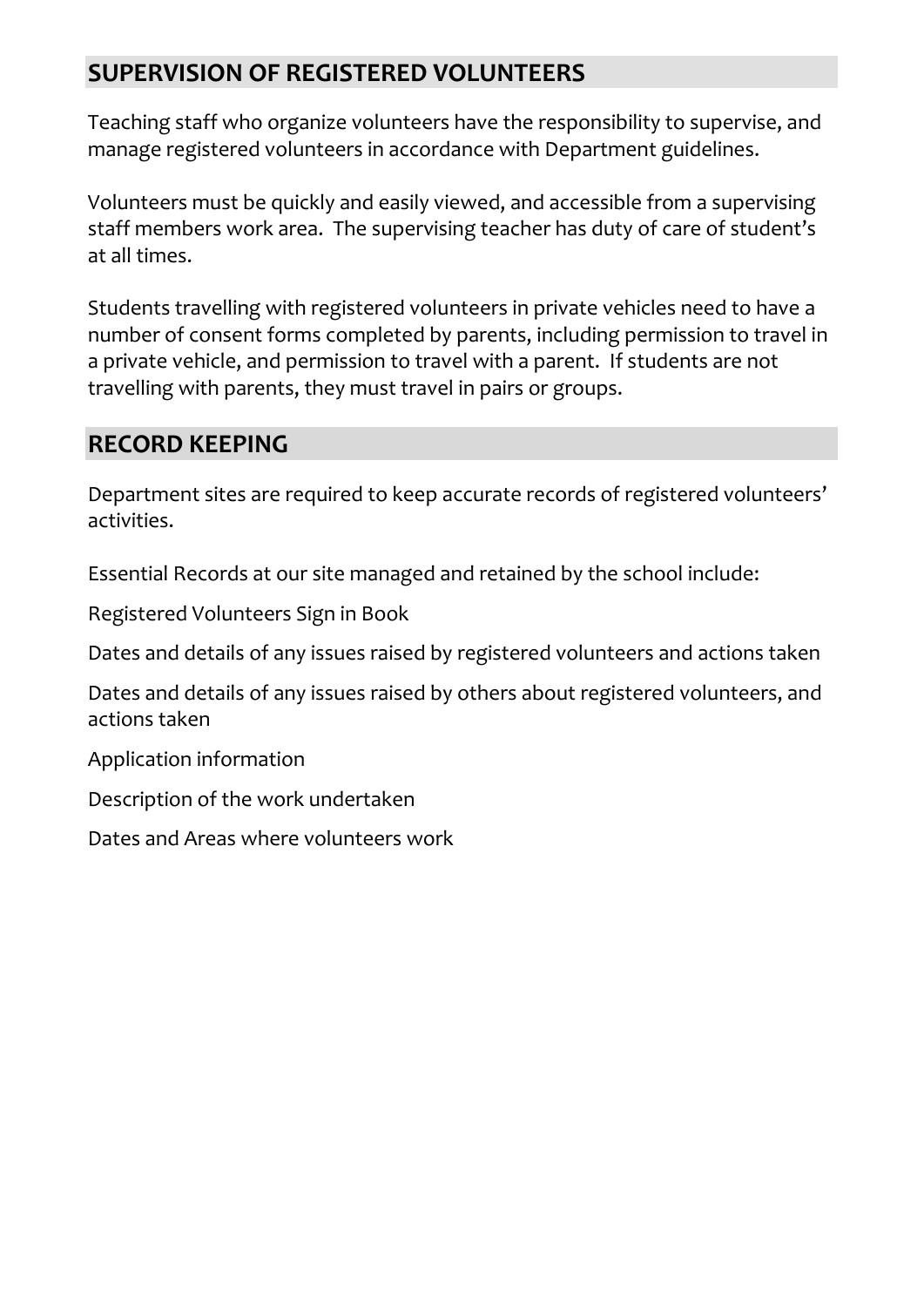## SUPERVISION OF REGISTERED VOLUNTEERS

Teaching staff who organize volunteers have the responsibility to supervise, and manage registered volunteers in accordance with Department guidelines.

Volunteers must be quickly and easily viewed, and accessible from a supervising staff members work area. The supervising teacher has duty of care of student's at all times.

Students travelling with registered volunteers in private vehicles need to have a number of consent forms completed by parents, including permission to travel in a private vehicle, and permission to travel with a parent. If students are not travelling with parents, they must travel in pairs or groups.

## RECORD KEEPING

Department sites are required to keep accurate records of registered volunteers' activities.

Essential Records at our site managed and retained by the school include:

Registered Volunteers Sign in Book

Dates and details of any issues raised by registered volunteers and actions taken

Dates and details of any issues raised by others about registered volunteers, and actions taken

Application information

Description of the work undertaken

Dates and Areas where volunteers work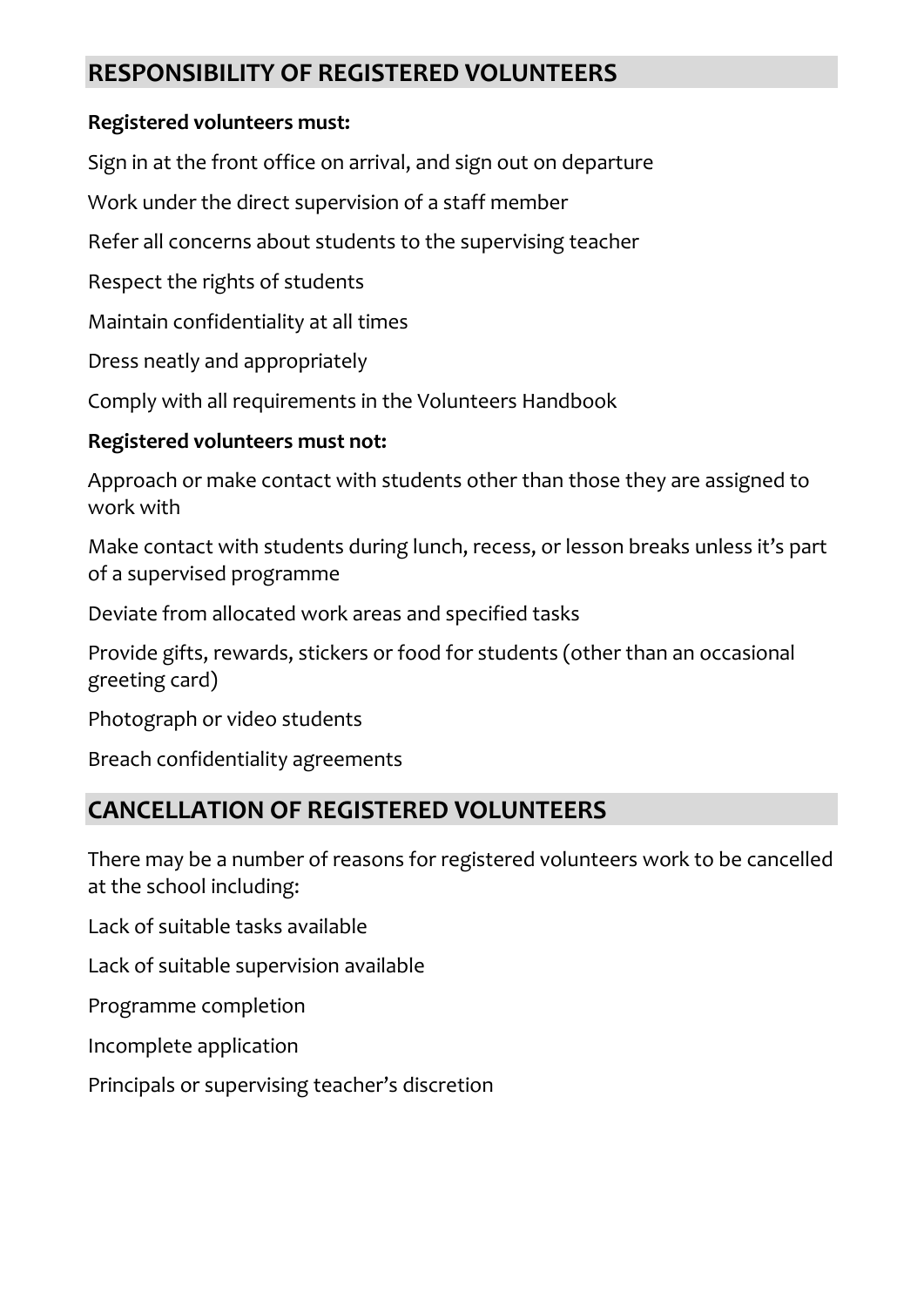## RESPONSIBILITY OF REGISTERED VOLUNTEERS

**Registered volunteers must:**

Sign in at the front office on arrival, and sign out on departure

Work under the direct supervision of a staff member

Refer all concerns about students to the supervising teacher

Respect the rights of students

Maintain confidentiality at all times

Dress neatly and appropriately

Comply with all requirements in the Volunteers Handbook

**Registered volunteers must not:**

Approach or make contact with students other than those they are assigned to work with

Make contact with students during lunch, recess, or lesson breaks unless it's part of a supervised programme

Deviate from allocated work areas and specified tasks

Provide gifts, rewards, stickers or food for students (other than an occasional greeting card)

Photograph or video students

Breach confidentiality agreements

## CANCELLATION OF REGISTERED VOLUNTEERS

There may be a number of reasons for registered volunteers work to be cancelled at the school including:

Lack of suitable tasks available

Lack of suitable supervision available

Programme completion

Incomplete application

Principals or supervising teacher's discretion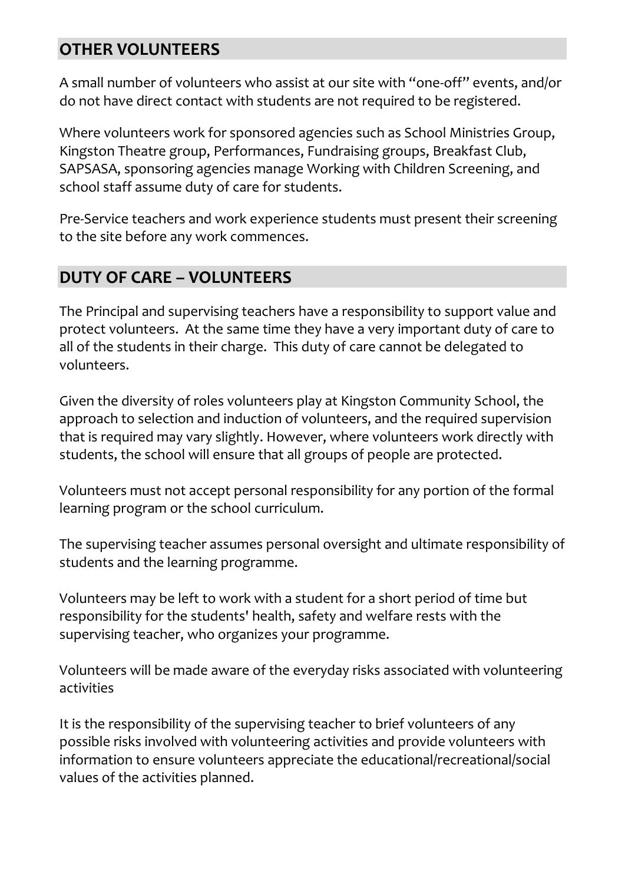## OTHER VOLUNTEERS

A small number of volunteers who assist at our site with "one-off" events, and/or do not have direct contact with students are not required to be registered.

Where volunteers work for sponsored agencies such as School Ministries Group, Kingston Theatre group, Performances, Fundraising groups, Breakfast Club, SAPSASA, sponsoring agencies manage Working with Children Screening, and school staff assume duty of care for students.

Pre-Service teachers and work experience students must present their screening to the site before any work commences.

## DUTY OF CARE – VOLUNTEERS

The Principal and supervising teachers have a responsibility to support value and protect volunteers. At the same time they have a very important duty of care to all of the students in their charge. This duty of care cannot be delegated to volunteers.

Given the diversity of roles volunteers play at Kingston Community School, the approach to selection and induction of volunteers, and the required supervision that is required may vary slightly. However, where volunteers work directly with students, the school will ensure that all groups of people are protected.

Volunteers must not accept personal responsibility for any portion of the formal learning program or the school curriculum.

The supervising teacher assumes personal oversight and ultimate responsibility of students and the learning programme.

Volunteers may be left to work with a student for a short period of time but responsibility for the students' health, safety and welfare rests with the supervising teacher, who organizes your programme.

Volunteers will be made aware of the everyday risks associated with volunteering activities

It is the responsibility of the supervising teacher to brief volunteers of any possible risks involved with volunteering activities and provide volunteers with information to ensure volunteers appreciate the educational/recreational/social values of the activities planned.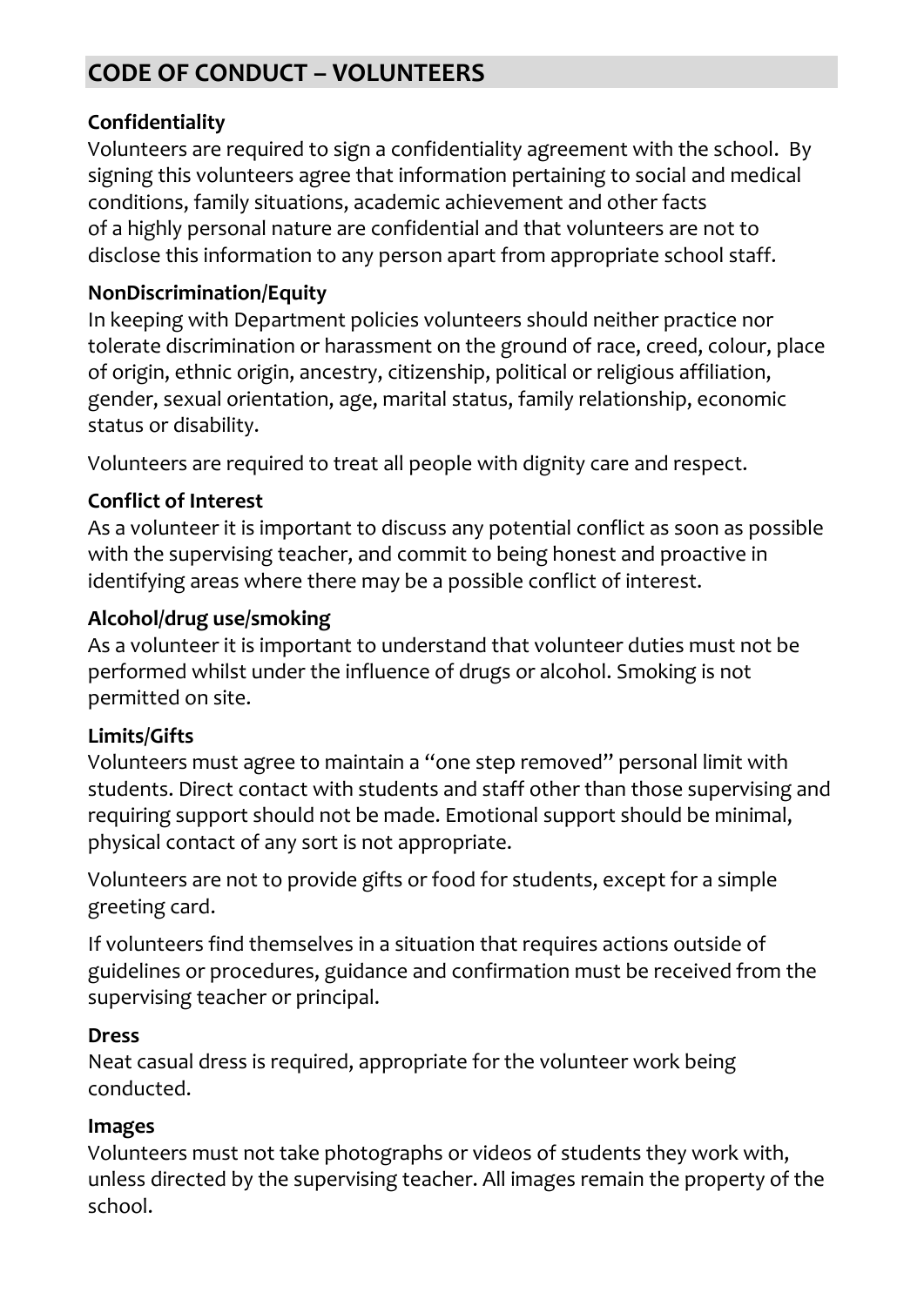## CODE OF CONDUCT – VOLUNTEERS

**Confidentiality**

Volunteers are required to sign a confidentiality agreement with the school. By signing this volunteers agree that information pertaining to social and medical conditions, family situations, academic achievement and other facts of a highly personal nature are confidential and that volunteers are not to disclose this information to any person apart from appropriate school staff.

**NonDiscrimination/Equity**

In keeping with Department policies volunteers should neither practice nor tolerate discrimination or harassment on the ground of race, creed, colour, place of origin, ethnic origin, ancestry, citizenship, political or religious affiliation, gender, sexual orientation, age, marital status, family relationship, economic status or disability.

Volunteers are required to treat all people with dignity care and respect.

**Conflict of Interest**

As a volunteer it is important to discuss any potential conflict as soon as possible with the supervising teacher, and commit to being honest and proactive in identifying areas where there may be a possible conflict of interest.

**Alcohol/drug use/smoking**

As a volunteer it is important to understand that volunteer duties must not be performed whilst under the influence of drugs or alcohol. Smoking is not permitted on site.

**Limits/Gifts**

Volunteers must agree to maintain a "one step removed" personal limit with students. Direct contact with students and staff other than those supervising and requiring support should not be made. Emotional support should be minimal, physical contact of any sort is not appropriate.

Volunteers are not to provide gifts or food for students, except for a simple greeting card.

If volunteers find themselves in a situation that requires actions outside of guidelines or procedures, guidance and confirmation must be received from the supervising teacher or principal.

**Dress**

Neat casual dress is required, appropriate for the volunteer work being conducted.

**Images**

Volunteers must not take photographs or videos of students they work with, unless directed by the supervising teacher. All images remain the property of the school.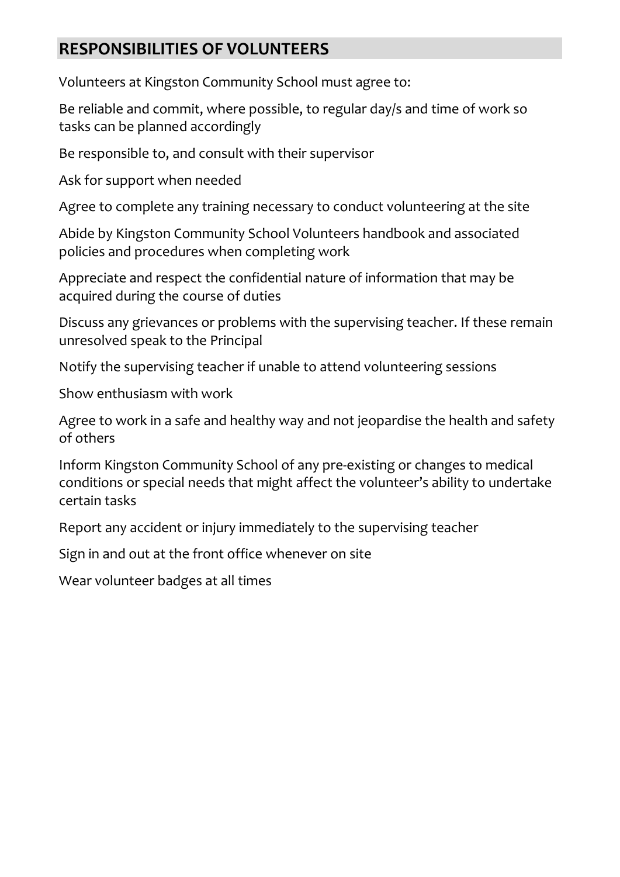## RESPONSIBILITIES OF VOLUNTEERS

Volunteers at Kingston Community School must agree to:

Be reliable and commit, where possible, to regular day/s and time of work so tasks can be planned accordingly

Be responsible to, and consult with their supervisor

Ask for support when needed

Agree to complete any training necessary to conduct volunteering at the site

Abide by Kingston Community School Volunteers handbook and associated policies and procedures when completing work

Appreciate and respect the confidential nature of information that may be acquired during the course of duties

Discuss any grievances or problems with the supervising teacher. If these remain unresolved speak to the Principal

Notify the supervising teacher if unable to attend volunteering sessions

Show enthusiasm with work

Agree to work in a safe and healthy way and not jeopardise the health and safety of others

Inform Kingston Community School of any pre-existing or changes to medical conditions or special needs that might affect the volunteer's ability to undertake certain tasks

Report any accident or injury immediately to the supervising teacher

Sign in and out at the front office whenever on site

Wear volunteer badges at all times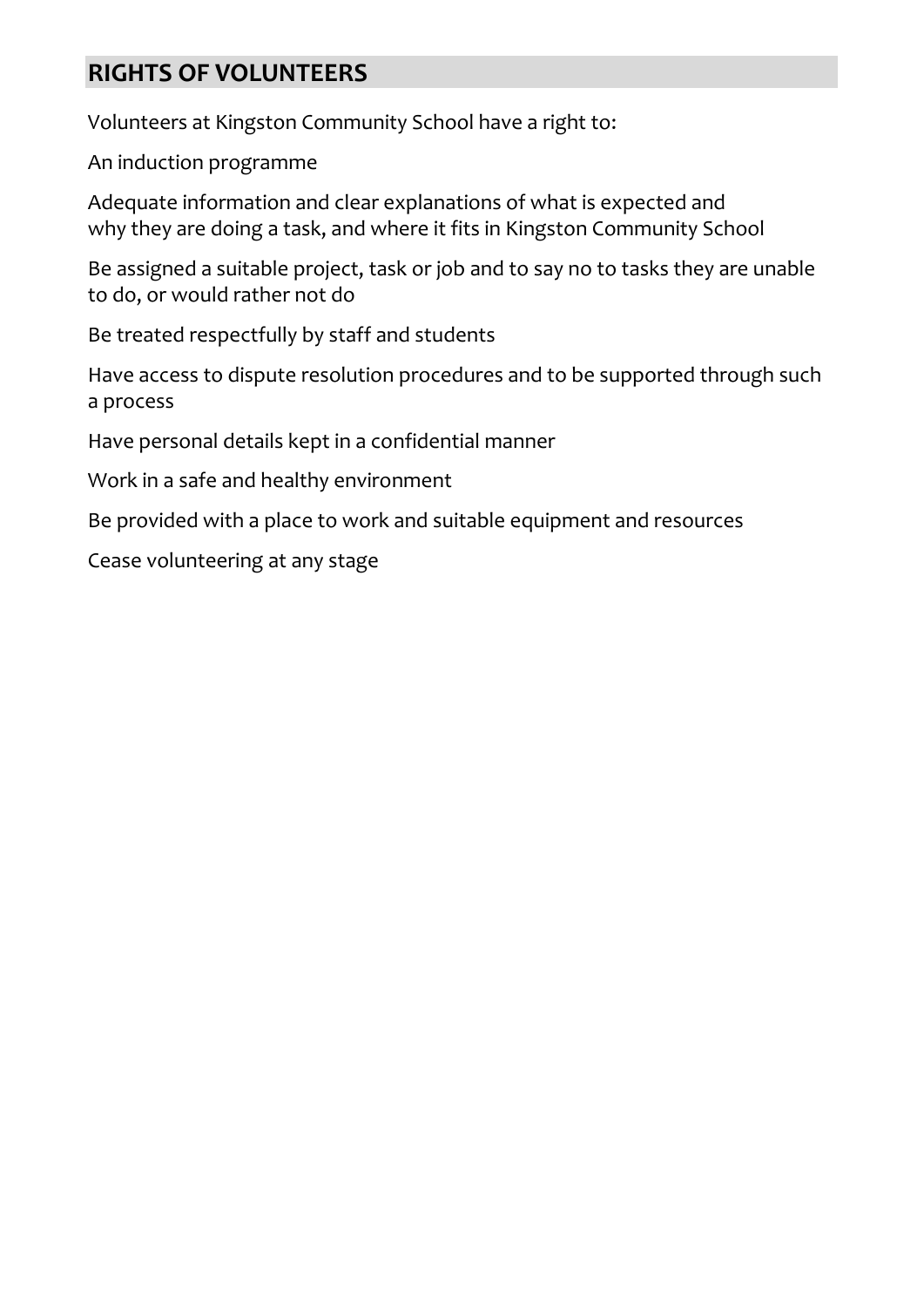## RIGHTS OF VOLUNTEERS

Volunteers at Kingston Community School have a right to:

An induction programme

Adequate information and clear explanations of what is expected and why they are doing a task, and where it fits in Kingston Community School

Be assigned a suitable project, task or job and to say no to tasks they are unable to do, or would rather not do

Be treated respectfully by staff and students

Have access to dispute resolution procedures and to be supported through such a process

Have personal details kept in a confidential manner

Work in a safe and healthy environment

Be provided with a place to work and suitable equipment and resources

Cease volunteering at any stage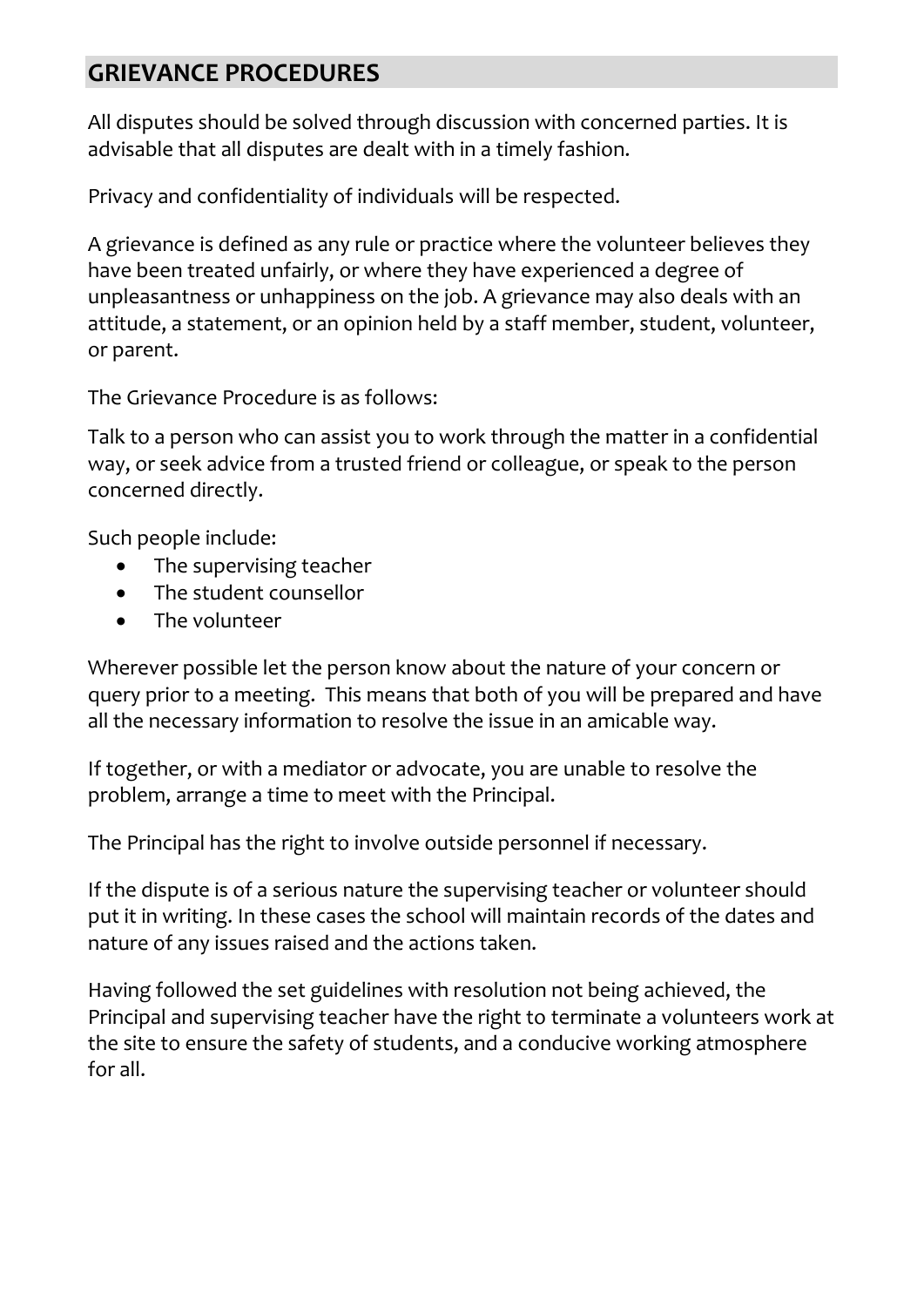## GRIEVANCE PROCEDURES

All disputes should be solved through discussion with concerned parties. It is advisable that all disputes are dealt with in a timely fashion.

Privacy and confidentiality of individuals will be respected.

A grievance is defined as any rule or practice where the volunteer believes they have been treated unfairly, or where they have experienced a degree of unpleasantness or unhappiness on the job. A grievance may also deals with an attitude, a statement, or an opinion held by a staff member, student, volunteer, or parent.

The Grievance Procedure is as follows:

Talk to a person who can assist you to work through the matter in a confidential way, or seek advice from a trusted friend or colleague, or speak to the person concerned directly.

Such people include:

- The supervising teacher
- The student counsellor
- The volunteer

Wherever possible let the person know about the nature of your concern or query prior to a meeting. This means that both of you will be prepared and have all the necessary information to resolve the issue in an amicable way.

If together, or with a mediator or advocate, you are unable to resolve the problem, arrange a time to meet with the Principal.

The Principal has the right to involve outside personnel if necessary.

If the dispute is of a serious nature the supervising teacher or volunteer should put it in writing. In these cases the school will maintain records of the dates and nature of any issues raised and the actions taken.

Having followed the set guidelines with resolution not being achieved, the Principal and supervising teacher have the right to terminate a volunteers work at the site to ensure the safety of students, and a conducive working atmosphere for all.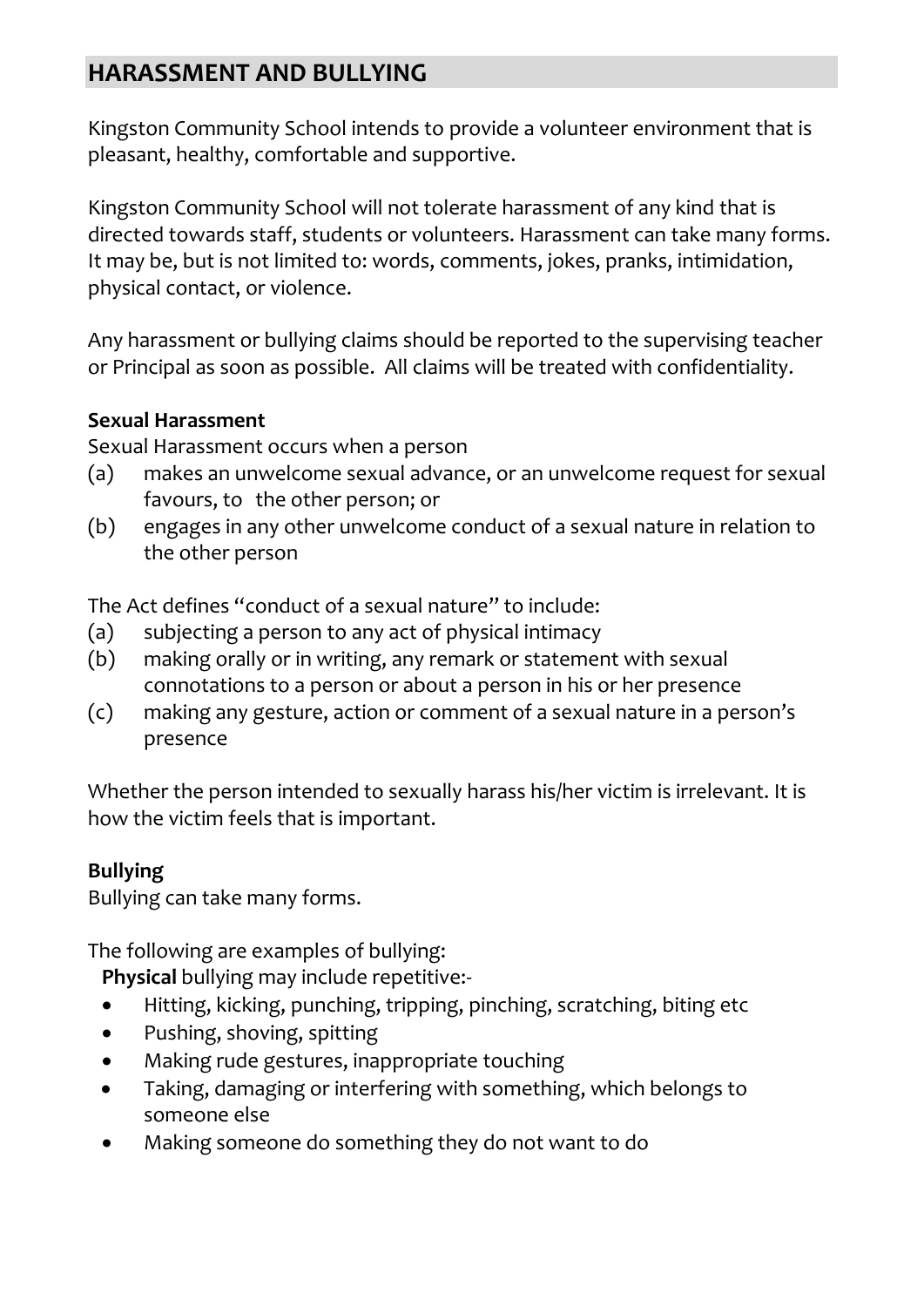## HARASSMENT AND BULLYING

Kingston Community School intends to provide a volunteer environment that is pleasant, healthy, comfortable and supportive.

Kingston Community School will not tolerate harassment of any kind that is directed towards staff, students or volunteers. Harassment can take many forms. It may be, but is not limited to: words, comments, jokes, pranks, intimidation, physical contact, or violence.

Any harassment or bullying claims should be reported to the supervising teacher or Principal as soon as possible. All claims will be treated with confidentiality.

**Sexual Harassment**

Sexual Harassment occurs when a person

(a) makes an unwelcome sexual advance, or an unwelcome request for sexual favours, to the other person; or

(b) engages in any other unwelcome conduct of a sexual nature in relation to the other person

The Act defines "conduct of a sexual nature" to include:

(a) subjecting a person to any act of physical intimacy

(b) making orally or in writing, any remark or statement with sexual connotations to a person or about a person in his or her presence

(c) making any gesture, action or comment of a sexual nature in a person's presence

Whether the person intended to sexually harass his/her victim is irrelevant. It is how the victim feels that is important.

**Bullying**

Bullying can take many forms.

The following are examples of bullying:

**Physical** bullying may include repetitive:-

- Hitting, kicking, punching, tripping, pinching, scratching, biting etc
- Pushing, shoving, spitting
- Making rude gestures, inappropriate touching
- Taking, damaging or interfering with something, which belongs to someone else
- Making someone do something they do not want to do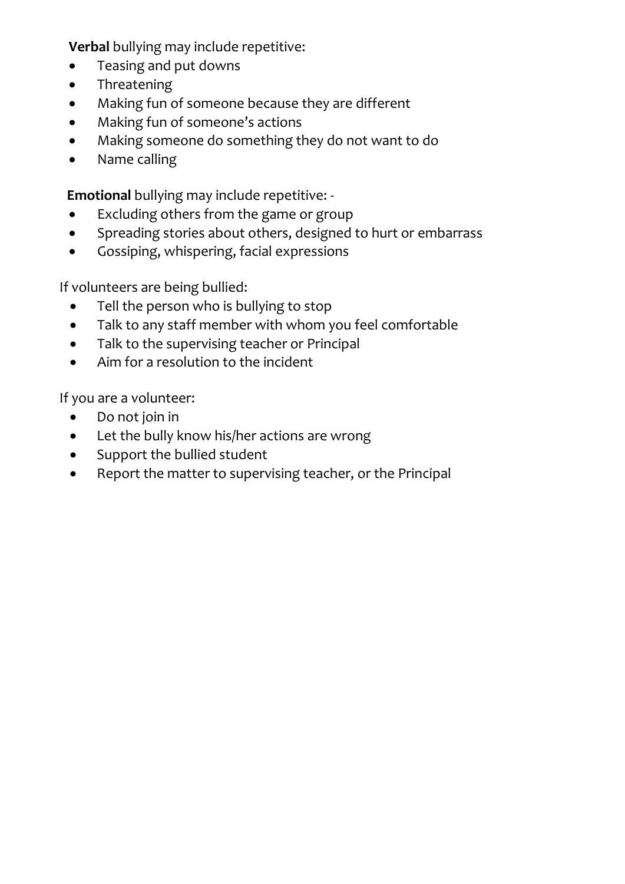**Verbal** bullying may include repetitive:

- Teasing and put downs
- Threatening
- Making fun of someone because they are different
- Making fun of someone's actions
- Making someone do something they do not want to do
- Name calling

**Emotional** bullying may include repetitive: -

- Excluding others from the game or group
- Spreading stories about others, designed to hurt or embarrass
- Gossiping, whispering, facial expressions

If volunteers are being bullied:

- Tell the person who is bullying to stop
- Talk to any staff member with whom you feel comfortable
- Talk to the supervising teacher or Principal
- Aim for a resolution to the incident

If you are a volunteer:

- Do not join in
- Let the bully know his/her actions are wrong
- Support the bullied student
- Report the matter to supervising teacher, or the Principal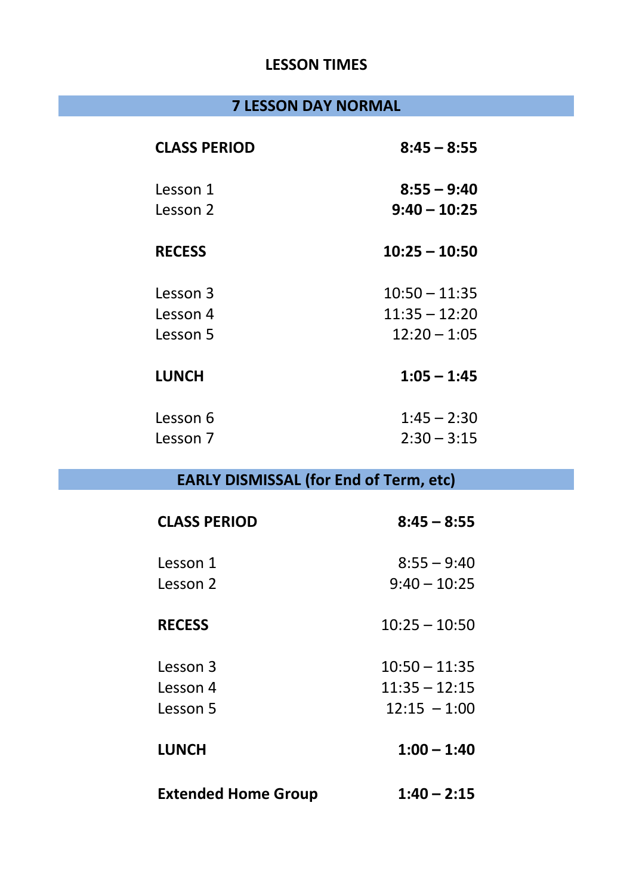# LESSON TIMES

## 7 LESSON DAY NORMAL

| | |
|---|---|
| **CLASS PERIOD** | **8:45 – 8:55** |
| Lesson 1 | **8:55 – 9:40** |
| Lesson 2 | **9:40 – 10:25** |
| **RECESS** | **10:25 – 10:50** |
| Lesson 3 | 10:50 – 11:35 |
| Lesson 4 | 11:35 – 12:20 |
| Lesson 5 | 12:20 – 1:05 |
| **LUNCH** | **1:05 – 1:45** |
| Lesson 6 | 1:45 – 2:30 |
| Lesson 7 | 2:30 – 3:15 |

## EARLY DISMISSAL (for End of Term, etc)

| | |
|---|---|
| **CLASS PERIOD** | **8:45 – 8:55** |
| Lesson 1 | 8:55 – 9:40 |
| Lesson 2 | 9:40 – 10:25 |
| **RECESS** | 10:25 – 10:50 |
| Lesson 3 | 10:50 – 11:35 |
| Lesson 4 | 11:35 – 12:15 |
| Lesson 5 | 12:15 – 1:00 |
| **LUNCH** | **1:00 – 1:40** |
| **Extended Home Group** | **1:40 – 2:15** |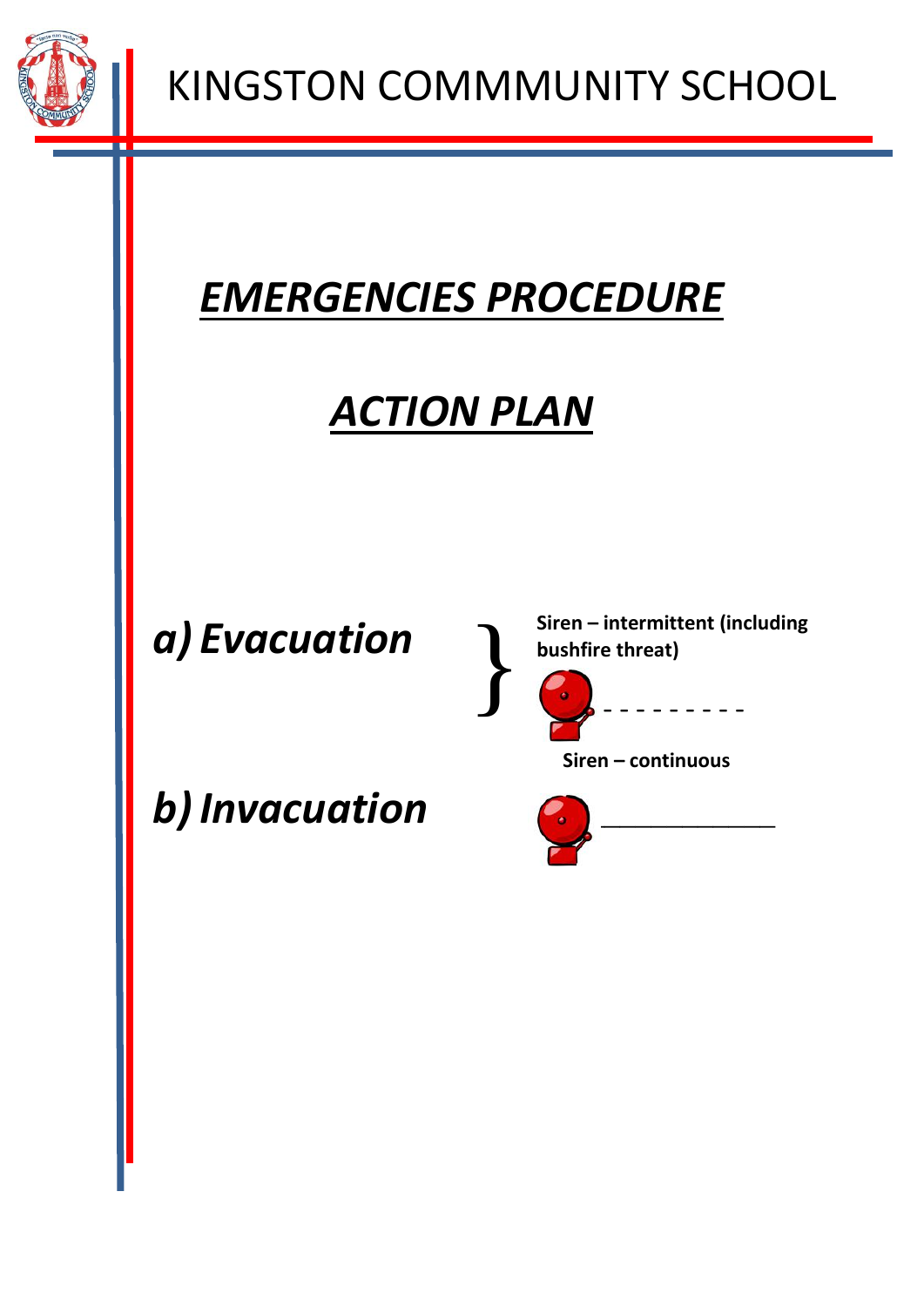# KINGSTON COMMMUNITY SCHOOL

## ***EMERGENCIES PROCEDURE***

## ***ACTION PLAN***

***a) Evacuation*** } **Siren – intermittent (including bushfire threat)**

- - - - - - - - -

**Siren – continuous**

***b) Invacuation***

_____________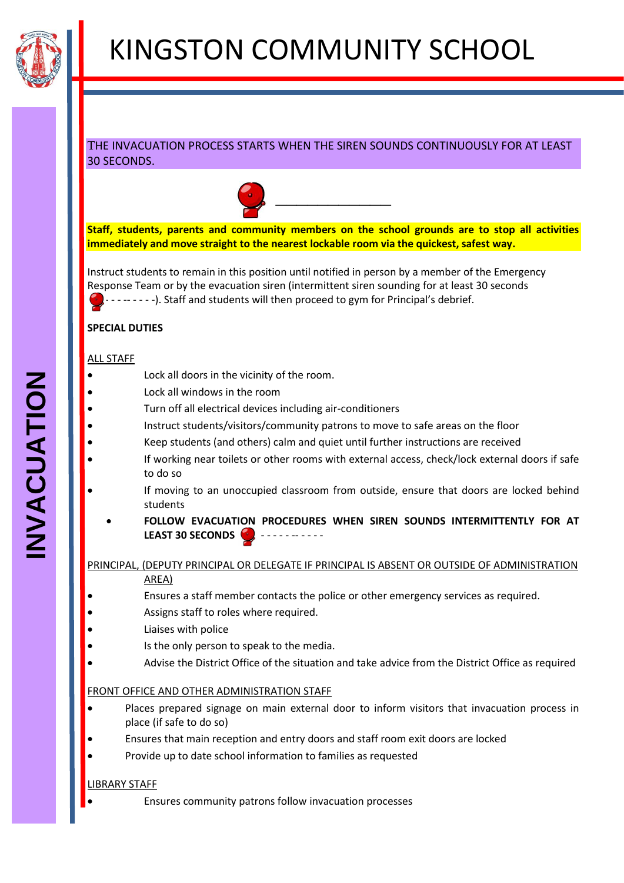# KINGSTON COMMUNITY SCHOOL

## INVACUATION

THE INVACUATION PROCESS STARTS WHEN THE SIREN SOUNDS CONTINUOUSLY FOR AT LEAST 30 SECONDS.

**Staff, students, parents and community members on the school grounds are to stop all activities immediately and move straight to the nearest lockable room via the quickest, safest way.**

Instruct students to remain in this position until notified in person by a member of the Emergency Response Team or by the evacuation siren (intermittent siren sounding for at least 30 seconds - - - -- - - - -). Staff and students will then proceed to gym for Principal's debrief.

**SPECIAL DUTIES**

ALL STAFF

- Lock all doors in the vicinity of the room.
- Lock all windows in the room
- Turn off all electrical devices including air-conditioners
- Instruct students/visitors/community patrons to move to safe areas on the floor
- Keep students (and others) calm and quiet until further instructions are received
- If working near toilets or other rooms with external access, check/lock external doors if safe to do so
- If moving to an unoccupied classroom from outside, ensure that doors are locked behind students
- **FOLLOW EVACUATION PROCEDURES WHEN SIREN SOUNDS INTERMITTENTLY FOR AT LEAST 30 SECONDS** - - - - - -- - - - -

PRINCIPAL, (DEPUTY PRINCIPAL OR DELEGATE IF PRINCIPAL IS ABSENT OR OUTSIDE OF ADMINISTRATION AREA)

- Ensures a staff member contacts the police or other emergency services as required.
- Assigns staff to roles where required.
- Liaises with police
- Is the only person to speak to the media.
- Advise the District Office of the situation and take advice from the District Office as required

FRONT OFFICE AND OTHER ADMINISTRATION STAFF

- Places prepared signage on main external door to inform visitors that invacuation process in place (if safe to do so)
- Ensures that main reception and entry doors and staff room exit doors are locked
- Provide up to date school information to families as requested

LIBRARY STAFF

- Ensures community patrons follow invacuation processes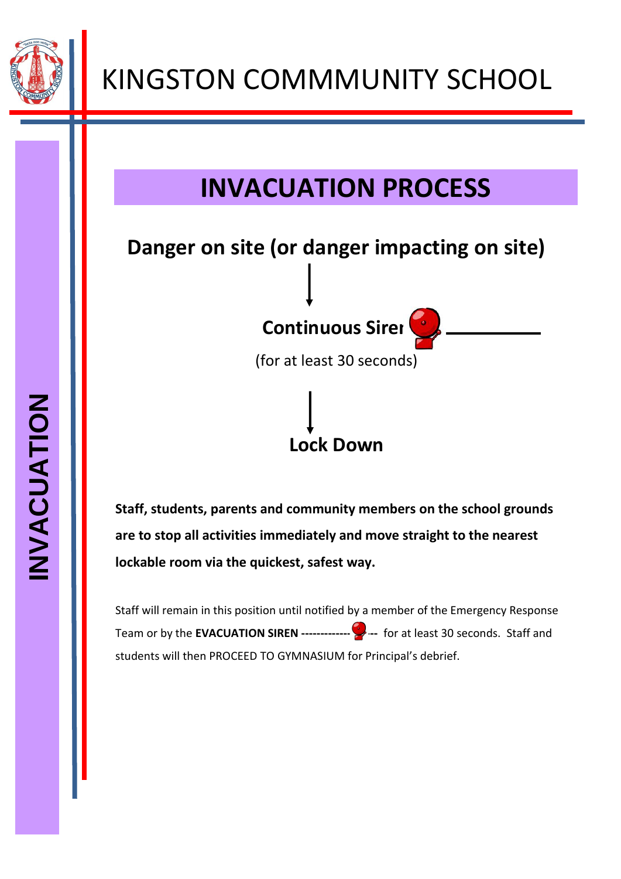# KINGSTON COMMMUNITY SCHOOL

INVACUATION

## INVACUATION PROCESS

**Danger on site (or danger impacting on site)**

↓

**Continuous Siren**

(for at least 30 seconds)

↓

**Lock Down**

**Staff, students, parents and community members on the school grounds are to stop all activities immediately and move straight to the nearest lockable room via the quickest, safest way.**

Staff will remain in this position until notified by a member of the Emergency Response Team or by the **EVACUATION SIREN -------------** --- for at least 30 seconds. Staff and students will then PROCEED TO GYMNASIUM for Principal's debrief.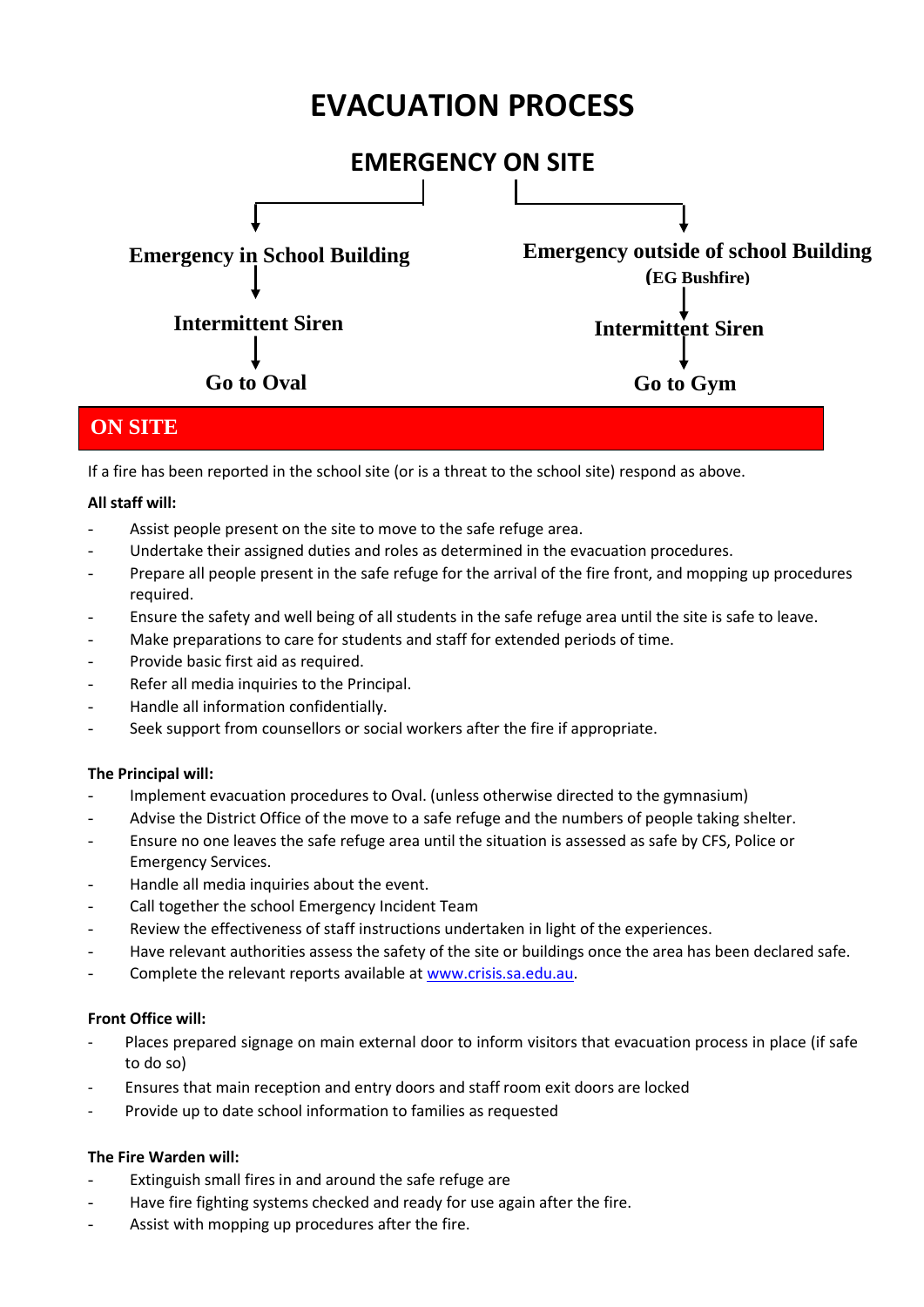# EVACUATION PROCESS

## EMERGENCY ON SITE

**Emergency in School Building**
↓
**Intermittent Siren**
↓
**Go to Oval**

**Emergency outside of school Building**
**(EG Bushfire)**
↓
**Intermittent Siren**
↓
**Go to Gym**

## ON SITE

If a fire has been reported in the school site (or is a threat to the school site) respond as above.

**All staff will:**

- Assist people present on the site to move to the safe refuge area.
- Undertake their assigned duties and roles as determined in the evacuation procedures.
- Prepare all people present in the safe refuge for the arrival of the fire front, and mopping up procedures required.
- Ensure the safety and well being of all students in the safe refuge area until the site is safe to leave.
- Make preparations to care for students and staff for extended periods of time.
- Provide basic first aid as required.
- Refer all media inquiries to the Principal.
- Handle all information confidentially.
- Seek support from counsellors or social workers after the fire if appropriate.

**The Principal will:**

- Implement evacuation procedures to Oval. (unless otherwise directed to the gymnasium)
- Advise the District Office of the move to a safe refuge and the numbers of people taking shelter.
- Ensure no one leaves the safe refuge area until the situation is assessed as safe by CFS, Police or Emergency Services.
- Handle all media inquiries about the event.
- Call together the school Emergency Incident Team
- Review the effectiveness of staff instructions undertaken in light of the experiences.
- Have relevant authorities assess the safety of the site or buildings once the area has been declared safe.
- Complete the relevant reports available at www.crisis.sa.edu.au.

**Front Office will:**

- Places prepared signage on main external door to inform visitors that evacuation process in place (if safe to do so)
- Ensures that main reception and entry doors and staff room exit doors are locked
- Provide up to date school information to families as requested

**The Fire Warden will:**

- Extinguish small fires in and around the safe refuge are
- Have fire fighting systems checked and ready for use again after the fire.
- Assist with mopping up procedures after the fire.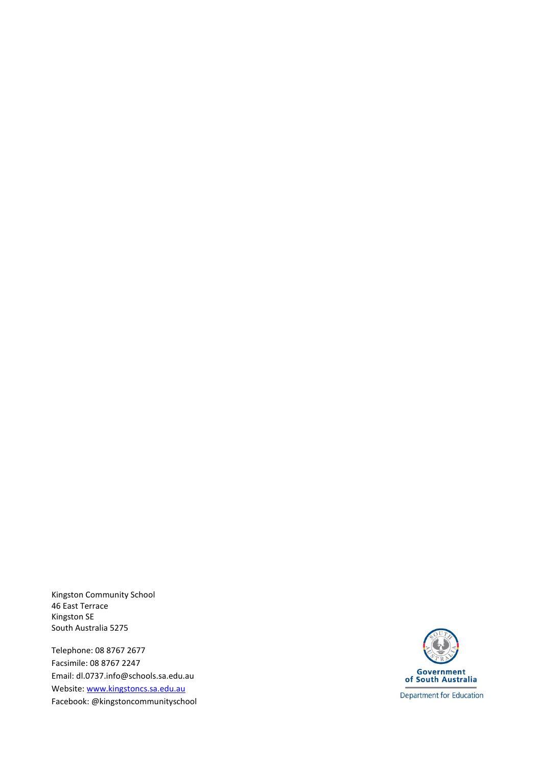Kingston Community School
46 East Terrace
Kingston SE
South Australia 5275

Telephone: 08 8767 2677
Facsimile: 08 8767 2247
Email: dl.0737.info@schools.sa.edu.au
Website: [www.kingstoncs.sa.edu.au](http://www.kingstoncs.sa.edu.au)
Facebook: @kingstoncommunityschool

Government of South Australia
Department for Education